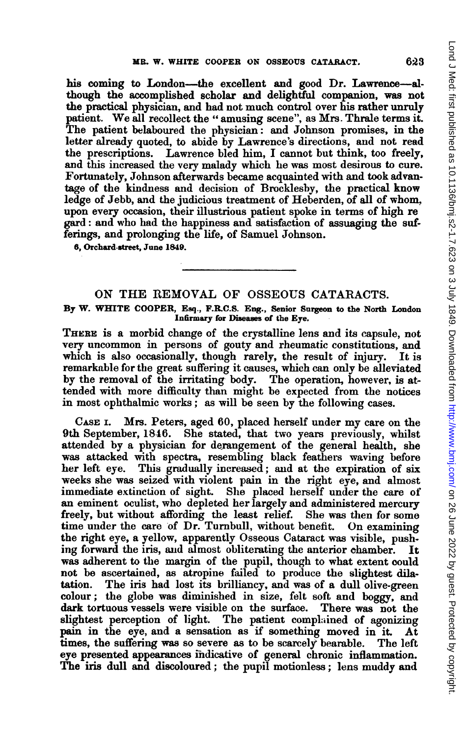his coming to London—the excellent and good Dr. Lawrence—although the accomplished scholar and delightful companion, was not the practical physician, and had not much control over his rather unruly patient. We all recollect the "amusing scene", as Mrs. Thrale terms it. The patient belaboured the physician: and Johnson promises, in the letter already quoted, to abide by Lawrence's directions, and not read the prescriptions. Lawrence bled him, I cannot but think, too freely, and this increased the very malady which he was most desirous to cure. Fortunately, Johnson afterwards became acquainted with and took advantage of the kindness and decision of Brocklesby, the practical knowledge of Jebb, and the judicious treatment of Heberden, of all of whom, upon every occasion, their illustrious patient spoke in terms of high regard: and who had the happiness and satisfaction of assuaging the sufferings, and prolonging the life, of Samuel Johnson.

6, Orchard-street, June 1849.

---

## ON THE REMOVAL OF OSSEOUS CATARACTS.

**By W. WHITE COOPER, Esq., F.R.C.S. Eng., Senior Surgeon to the North London Infirmary for Diseases of the Eye.**

There is a morbid change of the crystalline lens and its capsule, not very uncommon in persons of gouty and rheumatic constitutions, and which is also occasionally, though rarely, the result of injury. It is remarkable for the great suffering it causes, which can only be alleviated by the removal of the irritating body. The operation, however, is attended with more difficulty than might be expected from the notices in most ophthalmic works; as will be seen by the following cases.

Case I. Mrs. Peters, aged 60, placed herself under my care on the 9th September, 1846. She stated, that two years previously, whilst attended by a physician for derangement of the general health, she was attacked with spectra, resembling black feathers waving before her left eye. This gradually increased; and at the expiration of six weeks she was seized with violent pain in the right eye, and almost immediate extinction of sight. She placed herself under the care of an eminent oculist, who depleted her largely and administered mercury freely, but without affording the least relief. She was then for some time under the care of Dr. Turnbull, without benefit. On examining the right eye, a yellow, apparently Osseous Cataract was visible, pushing forward the iris, and almost obliterating the anterior chamber. It was adherent to the margin of the pupil, though to what extent could not be ascertained, as atropine failed to produce the slightest dilatation. The iris had lost its brilliancy, and was of a dull olive-green colour; the globe was diminished in size, felt soft and boggy, and dark tortuous vessels were visible on the surface. There was not the slightest perception of light. The patient complained of agonizing pain in the eye, and a sensation as if something moved in it. At times, the suffering was so severe as to be scarcely bearable. The left eye presented appearances indicative of general chronic inflammation. The iris dull and discoloured; the pupil motionless; lens muddy and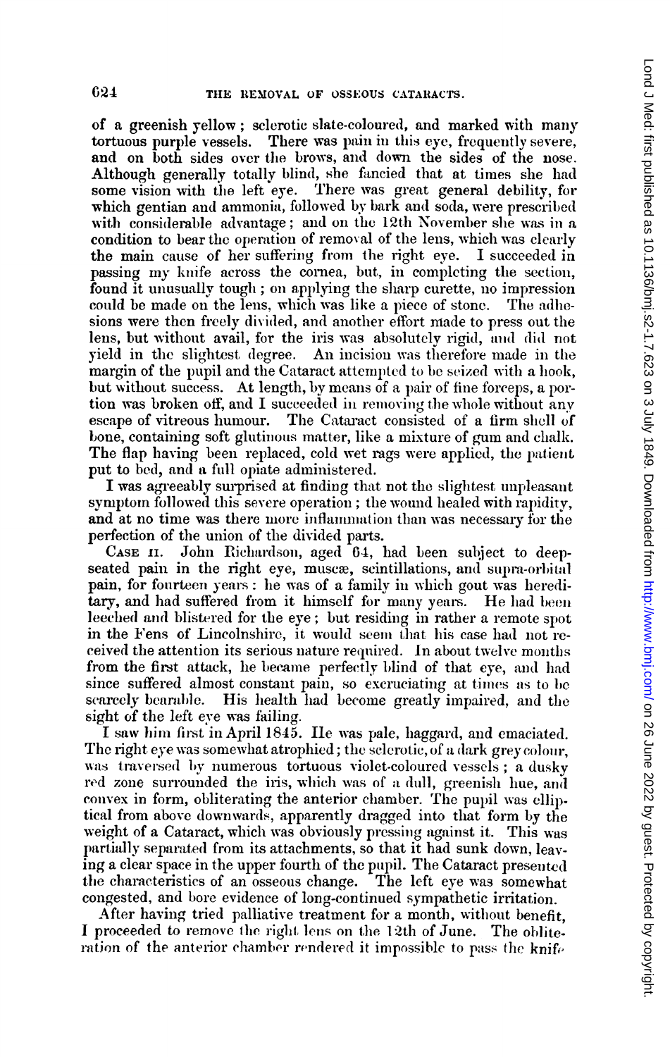of a greenish yellow; sclerotic slate-coloured, and marked with many tortuous purple vessels. There was pain in this eye, frequently severe, and on both sides over the brows, and down the sides of the nose. Although generally totally blind, she fancied that at times she had some vision with the left eye. There was great general debility, for which gentian and ammonia, followed by bark and soda, were prescribed with considerable advantage; and on the 12th November she was in a condition to bear the operation of removal of the lens, which was clearly the main cause of her suffering from the right eye. I succeeded in passing my knife across the cornea, but, in completing the section, found it unusually tough; on applying the sharp curette, no impression could be made on the lens, which was like a piece of stone. The adhesions were then freely divided, and another effort made to press out the lens, but without avail, for the iris was absolutely rigid, and did not yield in the slightest degree. An incision was therefore made in the margin of the pupil and the Cataract attempted to be seized with a hook, but without success. At length, by means of a pair of fine forceps, a portion was broken off, and I succeeded in removing the whole without any escape of vitreous humour. The Cataract consisted of a firm shell of bone, containing soft glutinous matter, like a mixture of gum and chalk. The flap having been replaced, cold wet rags were applied, the patient put to bed, and a full opiate administered.

I was agreeably surprised at finding that not the slightest unpleasant symptom followed this severe operation; the wound healed with rapidity, and at no time was there more inflammation than was necessary for the perfection of the union of the divided parts.

Case II. John Richardson, aged 64, had been subject to deep-seated pain in the right eye, muscæ, scintillations, and supra-orbital pain, for fourteen years: he was of a family in which gout was hereditary, and had suffered from it himself for many years. He had been leeched and blistered for the eye; but residing in rather a remote spot in the Fens of Lincolnshire, it would seem that his case had not received the attention its serious nature required. In about twelve months from the first attack, he became perfectly blind of that eye, and had since suffered almost constant pain, so excruciating at times as to be scarcely bearable. His health had become greatly impaired, and the sight of the left eye was failing.

I saw him first in April 1845. He was pale, haggard, and emaciated. The right eye was somewhat atrophied; the sclerotic, of a dark grey colour, was traversed by numerous tortuous violet-coloured vessels; a dusky red zone surrounded the iris, which was of a dull, greenish hue, and convex in form, obliterating the anterior chamber. The pupil was elliptical from above downwards, apparently dragged into that form by the weight of a Cataract, which was obviously pressing against it. This was partially separated from its attachments, so that it had sunk down, leaving a clear space in the upper fourth of the pupil. The Cataract presented the characteristics of an osseous change. The left eye was somewhat congested, and bore evidence of long-continued sympathetic irritation.

After having tried palliative treatment for a month, without benefit, I proceeded to remove the right lens on the 12th of June. The obliteration of the anterior chamber rendered it impossible to pass the knife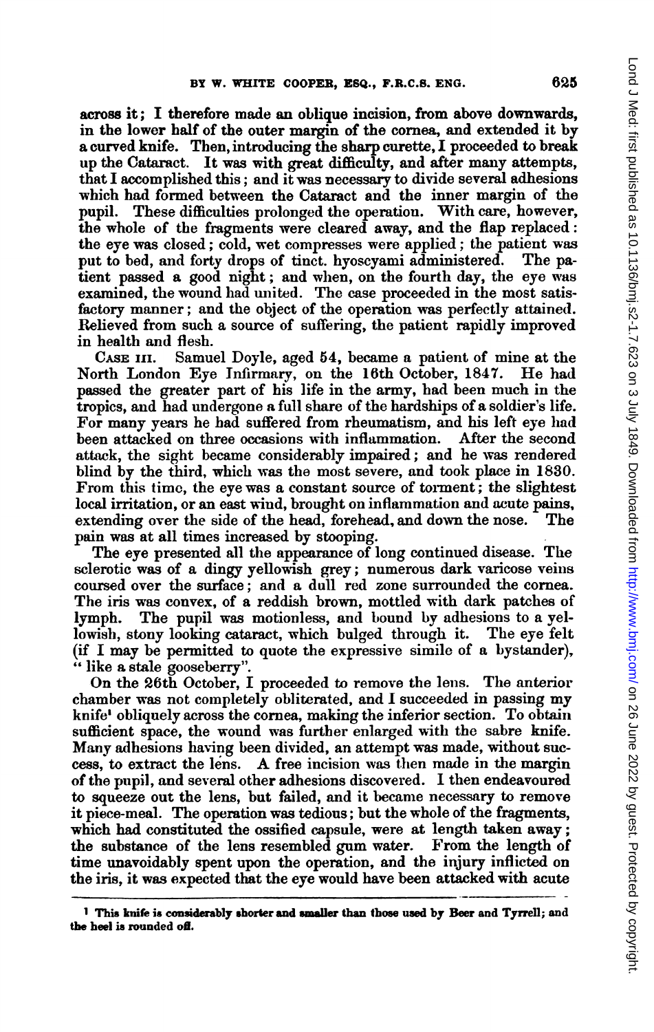across it; I therefore made an oblique incision, from above downwards, in the lower half of the outer margin of the cornea, and extended it by a curved knife. Then, introducing the sharp curette, I proceeded to break up the Cataract. It was with great difficulty, and after many attempts, that I accomplished this; and it was necessary to divide several adhesions which had formed between the Cataract and the inner margin of the pupil. These difficulties prolonged the operation. With care, however, the whole of the fragments were cleared away, and the flap replaced: the eye was closed; cold, wet compresses were applied; the patient was put to bed, and forty drops of tinct. hyoscyami administered. The patient passed a good night; and when, on the fourth day, the eye was examined, the wound had united. The case proceeded in the most satisfactory manner; and the object of the operation was perfectly attained. Relieved from such a source of suffering, the patient rapidly improved in health and flesh.

CASE III. Samuel Doyle, aged 54, became a patient of mine at the North London Eye Infirmary, on the 16th October, 1847. He had passed the greater part of his life in the army, had been much in the tropics, and had undergone a full share of the hardships of a soldier's life. For many years he had suffered from rheumatism, and his left eye had been attacked on three occasions with inflammation. After the second attack, the sight became considerably impaired; and he was rendered blind by the third, which was the most severe, and took place in 1830. From this time, the eye was a constant source of torment; the slightest local irritation, or an east wind, brought on inflammation and acute pains, extending over the side of the head, forehead, and down the nose. The pain was at all times increased by stooping.

The eye presented all the appearance of long continued disease. The sclerotic was of a dingy yellowish grey; numerous dark varicose veins coursed over the surface; and a dull red zone surrounded the cornea. The iris was convex, of a reddish brown, mottled with dark patches of lymph. The pupil was motionless, and bound by adhesions to a yellowish, stony looking cataract, which bulged through it. The eye felt (if I may be permitted to quote the expressive simile of a bystander), "like a stale gooseberry".

On the 26th October, I proceeded to remove the lens. The anterior chamber was not completely obliterated, and I succeeded in passing my knife[1] obliquely across the cornea, making the inferior section. To obtain sufficient space, the wound was further enlarged with the sabre knife. Many adhesions having been divided, an attempt was made, without success, to extract the lens. A free incision was then made in the margin of the pupil, and several other adhesions discovered. I then endeavoured to squeeze out the lens, but failed, and it became necessary to remove it piece-meal. The operation was tedious; but the whole of the fragments, which had constituted the ossified capsule, were at length taken away; the substance of the lens resembled gum water. From the length of time unavoidably spent upon the operation, and the injury inflicted on the iris, it was expected that the eye would have been attacked with acute

---

[1] This knife is considerably shorter and smaller than those used by Beer and Tyrrell; and the heel is rounded off.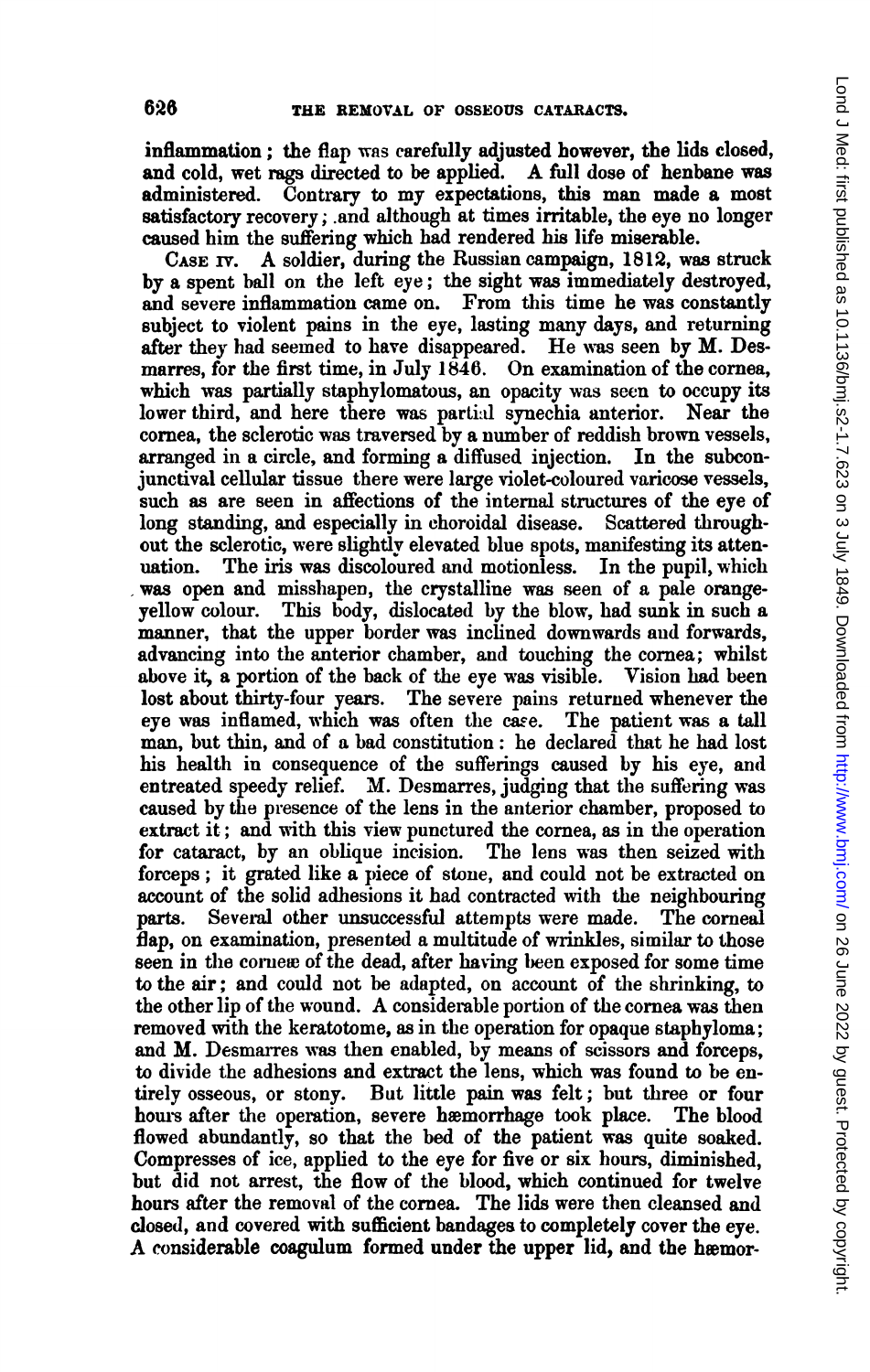inflammation; the flap was carefully adjusted however, the lids closed, and cold, wet rags directed to be applied. A full dose of henbane was administered. Contrary to my expectations, this man made a most satisfactory recovery; and although at times irritable, the eye no longer caused him the suffering which had rendered his life miserable.

CASE IV. A soldier, during the Russian campaign, 1812, was struck by a spent ball on the left eye; the sight was immediately destroyed, and severe inflammation came on. From this time he was constantly subject to violent pains in the eye, lasting many days, and returning after they had seemed to have disappeared. He was seen by M. Desmarres, for the first time, in July 1846. On examination of the cornea, which was partially staphylomatous, an opacity was seen to occupy its lower third, and here there was partial synechia anterior. Near the cornea, the sclerotic was traversed by a number of reddish brown vessels, arranged in a circle, and forming a diffused injection. In the subconjunctival cellular tissue there were large violet-coloured varicose vessels, such as are seen in affections of the internal structures of the eye of long standing, and especially in choroidal disease. Scattered throughout the sclerotic, were slightly elevated blue spots, manifesting its attenuation. The iris was discoloured and motionless. In the pupil, which was open and misshapen, the crystalline was seen of a pale orange-yellow colour. This body, dislocated by the blow, had sunk in such a manner, that the upper border was inclined downwards and forwards, advancing into the anterior chamber, and touching the cornea; whilst above it, a portion of the back of the eye was visible. Vision had been lost about thirty-four years. The severe pains returned whenever the eye was inflamed, which was often the case. The patient was a tall man, but thin, and of a bad constitution: he declared that he had lost his health in consequence of the sufferings caused by his eye, and entreated speedy relief. M. Desmarres, judging that the suffering was caused by the presence of the lens in the anterior chamber, proposed to extract it; and with this view punctured the cornea, as in the operation for cataract, by an oblique incision. The lens was then seized with forceps; it grated like a piece of stone, and could not be extracted on account of the solid adhesions it had contracted with the neighbouring parts. Several other unsuccessful attempts were made. The corneal flap, on examination, presented a multitude of wrinkles, similar to those seen in the corneæ of the dead, after having been exposed for some time to the air; and could not be adapted, on account of the shrinking, to the other lip of the wound. A considerable portion of the cornea was then removed with the keratotome, as in the operation for opaque staphyloma; and M. Desmarres was then enabled, by means of scissors and forceps, to divide the adhesions and extract the lens, which was found to be entirely osseous, or stony. But little pain was felt; but three or four hours after the operation, severe hæmorrhage took place. The blood flowed abundantly, so that the bed of the patient was quite soaked. Compresses of ice, applied to the eye for five or six hours, diminished, but did not arrest, the flow of the blood, which continued for twelve hours after the removal of the cornea. The lids were then cleansed and closed, and covered with sufficient bandages to completely cover the eye. A considerable coagulum formed under the upper lid, and the hæmor-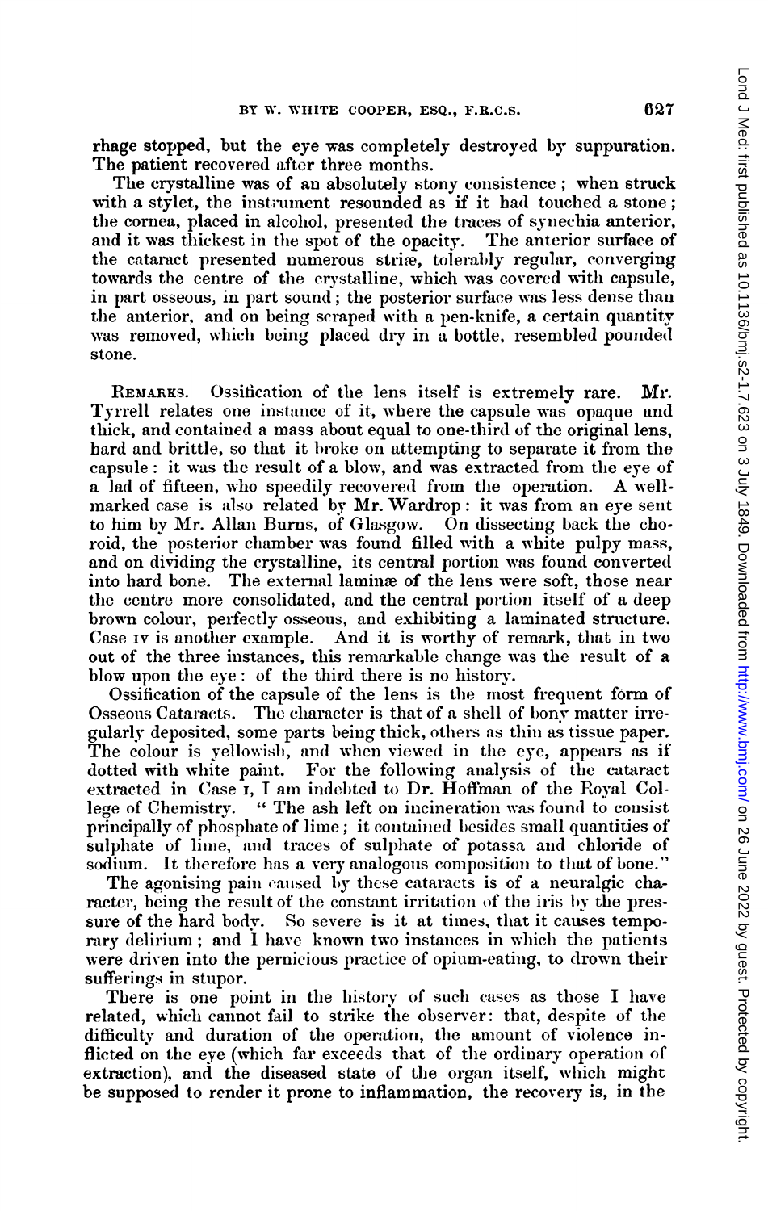rhage stopped, but the eye was completely destroyed by suppuration. The patient recovered after three months.

The crystalline was of an absolutely stony consistence; when struck with a stylet, the instrument resounded as if it had touched a stone; the cornea, placed in alcohol, presented the traces of synechia anterior, and it was thickest in the spot of the opacity. The anterior surface of the cataract presented numerous striæ, tolerably regular, converging towards the centre of the crystalline, which was covered with capsule, in part osseous, in part sound; the posterior surface was less dense than the anterior, and on being scraped with a pen-knife, a certain quantity was removed, which being placed dry in a bottle, resembled pounded stone.

REMARKS. Ossification of the lens itself is extremely rare. Mr. Tyrrell relates one instance of it, where the capsule was opaque and thick, and contained a mass about equal to one-third of the original lens, hard and brittle, so that it broke on attempting to separate it from the capsule: it was the result of a blow, and was extracted from the eye of a lad of fifteen, who speedily recovered from the operation. A well-marked case is also related by Mr. Wardrop: it was from an eye sent to him by Mr. Allan Burns, of Glasgow. On dissecting back the choroid, the posterior chamber was found filled with a white pulpy mass, and on dividing the crystalline, its central portion was found converted into hard bone. The external laminæ of the lens were soft, those near the centre more consolidated, and the central portion itself of a deep brown colour, perfectly osseous, and exhibiting a laminated structure. Case IV is another example. And it is worthy of remark, that in two out of the three instances, this remarkable change was the result of a blow upon the eye: of the third there is no history.

Ossification of the capsule of the lens is the most frequent form of Osseous Cataracts. The character is that of a shell of bony matter irregularly deposited, some parts being thick, others as thin as tissue paper. The colour is yellowish, and when viewed in the eye, appears as if dotted with white paint. For the following analysis of the cataract extracted in Case I, I am indebted to Dr. Hoffman of the Royal College of Chemistry. "The ash left on incineration was found to consist principally of phosphate of lime; it contained besides small quantities of sulphate of lime, and traces of sulphate of potassa and chloride of sodium. It therefore has a very analogous composition to that of bone."

The agonising pain caused by these cataracts is of a neuralgic character, being the result of the constant irritation of the iris by the pressure of the hard body. So severe is it at times, that it causes temporary delirium; and I have known two instances in which the patients were driven into the pernicious practice of opium-eating, to drown their sufferings in stupor.

There is one point in the history of such cases as those I have related, which cannot fail to strike the observer: that, despite of the difficulty and duration of the operation, the amount of violence inflicted on the eye (which far exceeds that of the ordinary operation of extraction), and the diseased state of the organ itself, which might be supposed to render it prone to inflammation, the recovery is, in the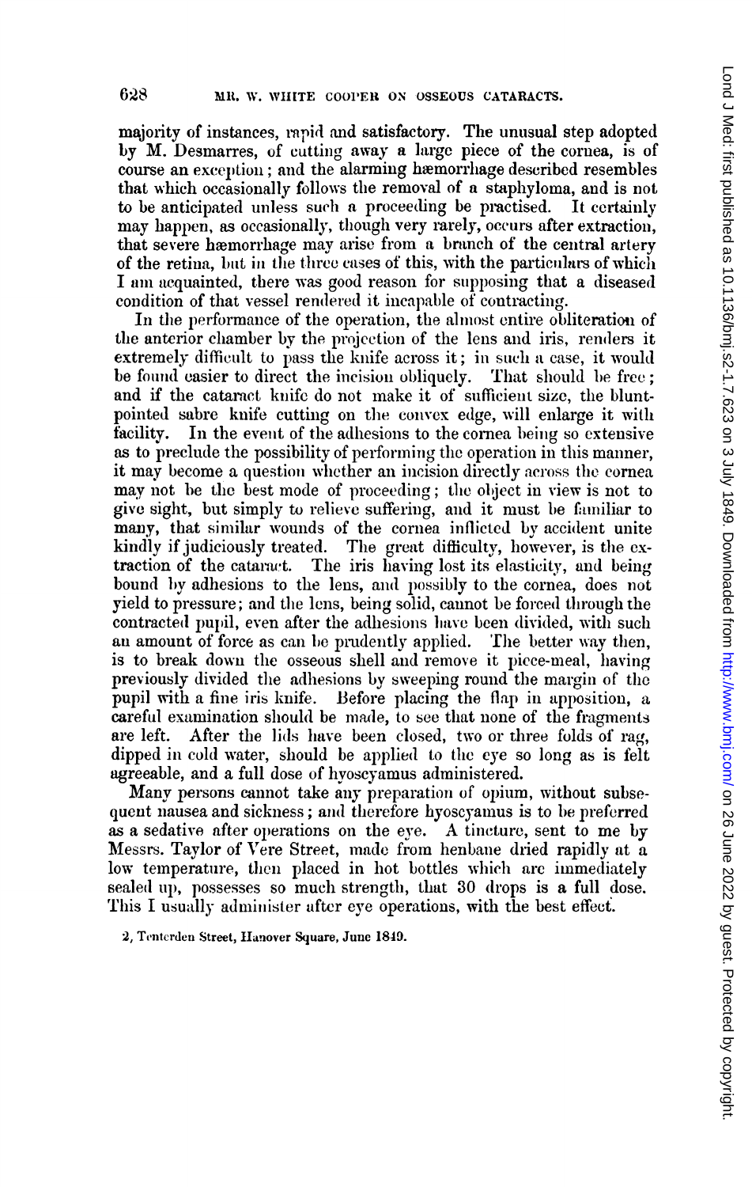majority of instances, rapid and satisfactory. The unusual step adopted by M. Desmarres, of cutting away a large piece of the cornea, is of course an exception; and the alarming hæmorrhage described resembles that which occasionally follows the removal of a staphyloma, and is not to be anticipated unless such a proceeding be practised. It certainly may happen, as occasionally, though very rarely, occurs after extraction, that severe hæmorrhage may arise from a branch of the central artery of the retina, but in the three cases of this, with the particulars of which I am acquainted, there was good reason for supposing that a diseased condition of that vessel rendered it incapable of contracting.

In the performance of the operation, the almost entire obliteration of the anterior chamber by the projection of the lens and iris, renders it extremely difficult to pass the knife across it; in such a case, it would be found easier to direct the incision obliquely. That should be free; and if the cataract knife do not make it of sufficient size, the blunt-pointed sabre knife cutting on the convex edge, will enlarge it with facility. In the event of the adhesions to the cornea being so extensive as to preclude the possibility of performing the operation in this manner, it may become a question whether an incision directly across the cornea may not be the best mode of proceeding; the object in view is not to give sight, but simply to relieve suffering, and it must be familiar to many, that similar wounds of the cornea inflicted by accident unite kindly if judiciously treated. The great difficulty, however, is the extraction of the cataract. The iris having lost its elasticity, and being bound by adhesions to the lens, and possibly to the cornea, does not yield to pressure; and the lens, being solid, cannot be forced through the contracted pupil, even after the adhesions have been divided, with such an amount of force as can be prudently applied. The better way then, is to break down the osseous shell and remove it piece-meal, having previously divided the adhesions by sweeping round the margin of the pupil with a fine iris knife. Before placing the flap in apposition, a careful examination should be made, to see that none of the fragments are left. After the lids have been closed, two or three folds of rag, dipped in cold water, should be applied to the eye so long as is felt agreeable, and a full dose of hyoscyamus administered.

Many persons cannot take any preparation of opium, without subsequent nausea and sickness; and therefore hyoscyamus is to be preferred as a sedative after operations on the eye. A tincture, sent to me by Messrs. Taylor of Vere Street, made from henbane dried rapidly at a low temperature, then placed in hot bottles which are immediately sealed up, possesses so much strength, that 30 drops is a full dose. This I usually administer after eye operations, with the best effect.

2, Tenterden Street, Hanover Square, June 1849.